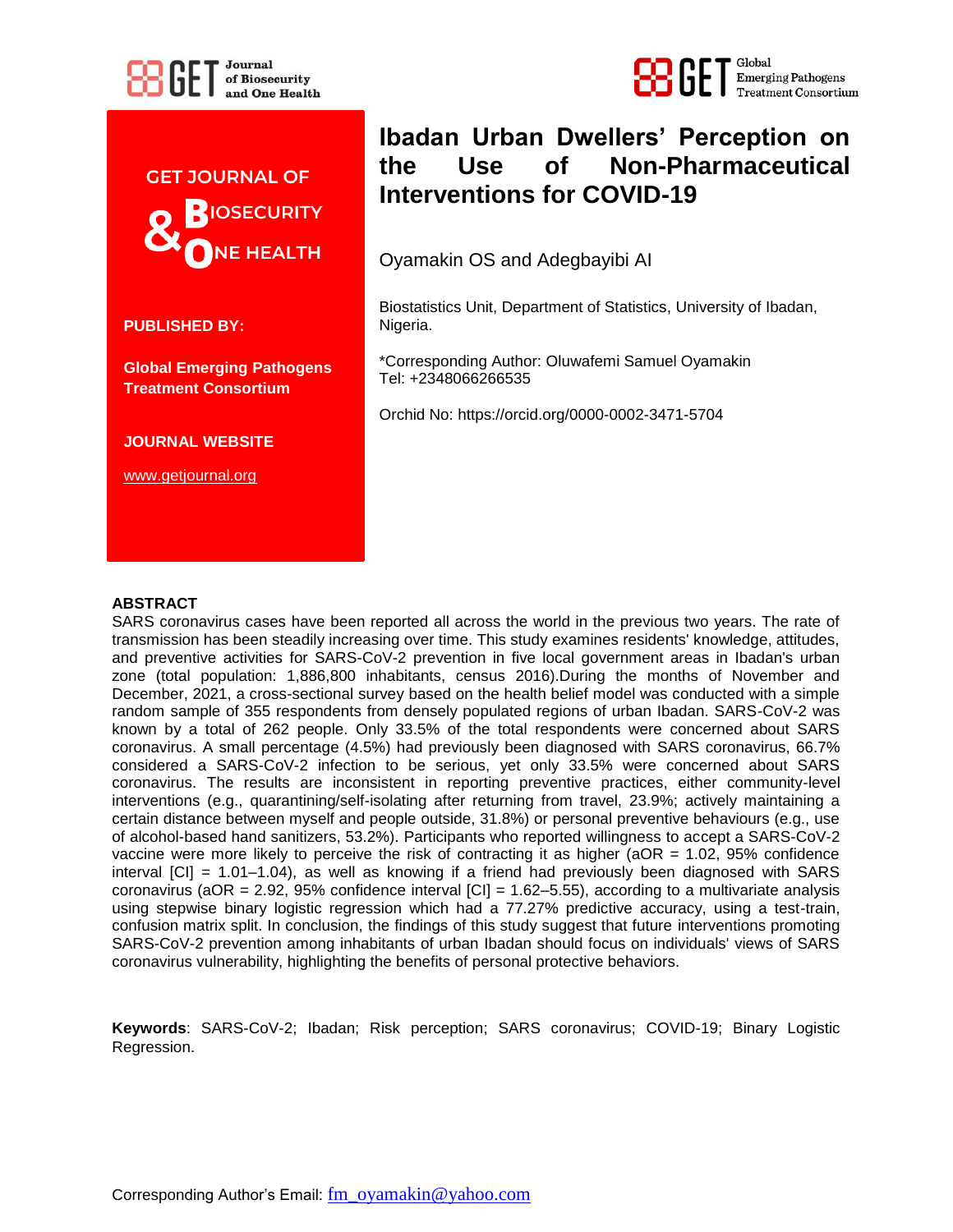# Ibadan Urban Dwellers' Perception on the Use of Non-Pharmaceutical Interventions for COVID-19

GET JOURNAL OF BIOSECURITY & ONE HEALTH

**PUBLISHED BY:**

**Global Emerging Pathogens Treatment Consortium**

**JOURNAL WEBSITE**

www.getjournal.org

Oyamakin OS and Adegbayibi AI

Biostatistics Unit, Department of Statistics, University of Ibadan, Nigeria.

*Corresponding Author: Oluwafemi Samuel Oyamakin
Tel: +2348066266535

Orchid No: https://orcid.org/0000-0002-3471-5704

## ABSTRACT

SARS coronavirus cases have been reported all across the world in the previous two years. The rate of transmission has been steadily increasing over time. This study examines residents' knowledge, attitudes, and preventive activities for SARS-CoV-2 prevention in five local government areas in Ibadan's urban zone (total population: 1,886,800 inhabitants, census 2016).During the months of November and December, 2021, a cross-sectional survey based on the health belief model was conducted with a simple random sample of 355 respondents from densely populated regions of urban Ibadan. SARS-CoV-2 was known by a total of 262 people. Only 33.5% of the total respondents were concerned about SARS coronavirus. A small percentage (4.5%) had previously been diagnosed with SARS coronavirus, 66.7% considered a SARS-CoV-2 infection to be serious, yet only 33.5% were concerned about SARS coronavirus. The results are inconsistent in reporting preventive practices, either community-level interventions (e.g., quarantining/self-isolating after returning from travel, 23.9%; actively maintaining a certain distance between myself and people outside, 31.8%) or personal preventive behaviours (e.g., use of alcohol-based hand sanitizers, 53.2%). Participants who reported willingness to accept a SARS-CoV-2 vaccine were more likely to perceive the risk of contracting it as higher (aOR = 1.02, 95% confidence interval [CI] = 1.01–1.04), as well as knowing if a friend had previously been diagnosed with SARS coronavirus (aOR = 2.92, 95% confidence interval [CI] = 1.62–5.55), according to a multivariate analysis using stepwise binary logistic regression which had a 77.27% predictive accuracy, using a test-train, confusion matrix split. In conclusion, the findings of this study suggest that future interventions promoting SARS-CoV-2 prevention among inhabitants of urban Ibadan should focus on individuals' views of SARS coronavirus vulnerability, highlighting the benefits of personal protective behaviors.

**Keywords**: SARS-CoV-2; Ibadan; Risk perception; SARS coronavirus; COVID-19; Binary Logistic Regression.

Corresponding Author's Email: fm_oyamakin@yahoo.com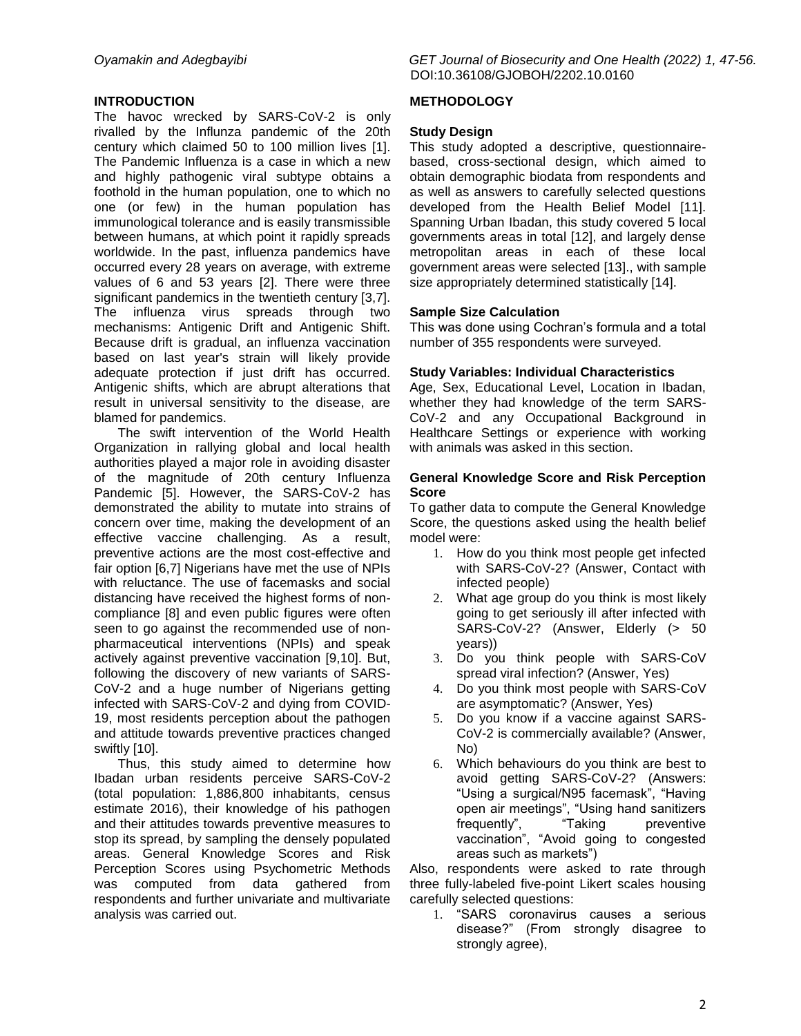## INTRODUCTION

The havoc wrecked by SARS-CoV-2 is only rivalled by the Influnza pandemic of the 20th century which claimed 50 to 100 million lives [1]. The Pandemic Influenza is a case in which a new and highly pathogenic viral subtype obtains a foothold in the human population, one to which no one (or few) in the human population has immunological tolerance and is easily transmissible between humans, at which point it rapidly spreads worldwide. In the past, influenza pandemics have occurred every 28 years on average, with extreme values of 6 and 53 years [2]. There were three significant pandemics in the twentieth century [3,7]. The influenza virus spreads through two mechanisms: Antigenic Drift and Antigenic Shift. Because drift is gradual, an influenza vaccination based on last year's strain will likely provide adequate protection if just drift has occurred. Antigenic shifts, which are abrupt alterations that result in universal sensitivity to the disease, are blamed for pandemics.

The swift intervention of the World Health Organization in rallying global and local health authorities played a major role in avoiding disaster of the magnitude of 20th century Influenza Pandemic [5]. However, the SARS-CoV-2 has demonstrated the ability to mutate into strains of concern over time, making the development of an effective vaccine challenging. As a result, preventive actions are the most cost-effective and fair option [6,7] Nigerians have met the use of NPIs with reluctance. The use of facemasks and social distancing have received the highest forms of non-compliance [8] and even public figures were often seen to go against the recommended use of non-pharmaceutical interventions (NPIs) and speak actively against preventive vaccination [9,10]. But, following the discovery of new variants of SARS-CoV-2 and a huge number of Nigerians getting infected with SARS-CoV-2 and dying from COVID-19, most residents perception about the pathogen and attitude towards preventive practices changed swiftly [10].

Thus, this study aimed to determine how Ibadan urban residents perceive SARS-CoV-2 (total population: 1,886,800 inhabitants, census estimate 2016), their knowledge of his pathogen and their attitudes towards preventive measures to stop its spread, by sampling the densely populated areas. General Knowledge Scores and Risk Perception Scores using Psychometric Methods was computed from data gathered from respondents and further univariate and multivariate analysis was carried out.

## METHODOLOGY

### Study Design

This study adopted a descriptive, questionnaire-based, cross-sectional design, which aimed to obtain demographic biodata from respondents and as well as answers to carefully selected questions developed from the Health Belief Model [11]. Spanning Urban Ibadan, this study covered 5 local governments areas in total [12], and largely dense metropolitan areas in each of these local government areas were selected [13]., with sample size appropriately determined statistically [14].

### Sample Size Calculation

This was done using Cochran's formula and a total number of 355 respondents were surveyed.

### Study Variables: Individual Characteristics

Age, Sex, Educational Level, Location in Ibadan, whether they had knowledge of the term SARS-CoV-2 and any Occupational Background in Healthcare Settings or experience with working with animals was asked in this section.

### General Knowledge Score and Risk Perception Score

To gather data to compute the General Knowledge Score, the questions asked using the health belief model were:

1. How do you think most people get infected with SARS-CoV-2? (Answer, Contact with infected people)
2. What age group do you think is most likely going to get seriously ill after infected with SARS-CoV-2? (Answer, Elderly (> 50 years))
3. Do you think people with SARS-CoV spread viral infection? (Answer, Yes)
4. Do you think most people with SARS-CoV are asymptomatic? (Answer, Yes)
5. Do you know if a vaccine against SARS-CoV-2 is commercially available? (Answer, No)
6. Which behaviours do you think are best to avoid getting SARS-CoV-2? (Answers: "Using a surgical/N95 facemask", "Having open air meetings", "Using hand sanitizers frequently", "Taking preventive vaccination", "Avoid going to congested areas such as markets")

Also, respondents were asked to rate through three fully-labeled five-point Likert scales housing carefully selected questions:

1. "SARS coronavirus causes a serious disease?" (From strongly disagree to strongly agree),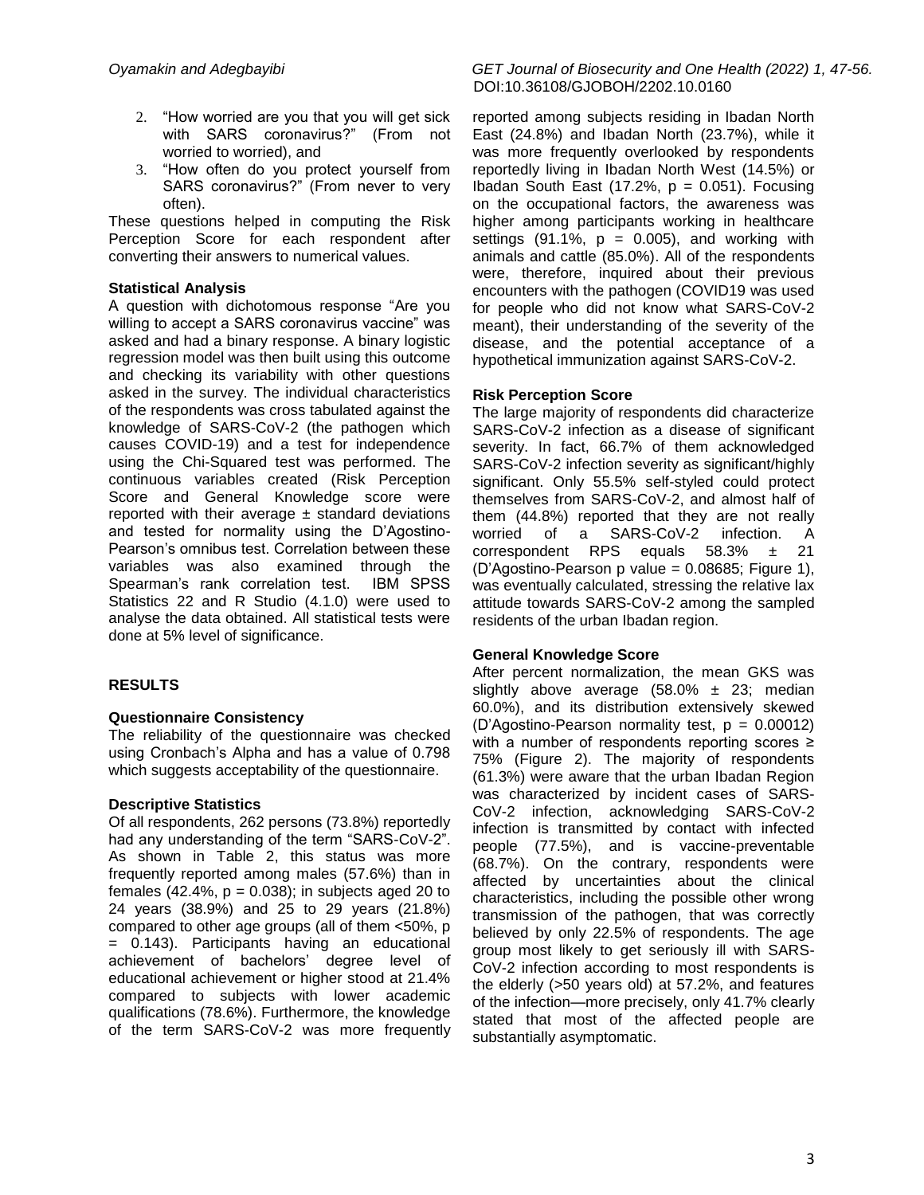2. “How worried are you that you will get sick with SARS coronavirus?” (From not worried to worried), and
3. “How often do you protect yourself from SARS coronavirus?” (From never to very often).

These questions helped in computing the Risk Perception Score for each respondent after converting their answers to numerical values.

**Statistical Analysis**

A question with dichotomous response “Are you willing to accept a SARS coronavirus vaccine” was asked and had a binary response. A binary logistic regression model was then built using this outcome and checking its variability with other questions asked in the survey. The individual characteristics of the respondents was cross tabulated against the knowledge of SARS-CoV-2 (the pathogen which causes COVID-19) and a test for independence using the Chi-Squared test was performed. The continuous variables created (Risk Perception Score and General Knowledge score were reported with their average ± standard deviations and tested for normality using the D’Agostino-Pearson’s omnibus test. Correlation between these variables was also examined through the Spearman’s rank correlation test. IBM SPSS Statistics 22 and R Studio (4.1.0) were used to analyse the data obtained. All statistical tests were done at 5% level of significance.

## RESULTS

**Questionnaire Consistency**

The reliability of the questionnaire was checked using Cronbach’s Alpha and has a value of 0.798 which suggests acceptability of the questionnaire.

**Descriptive Statistics**

Of all respondents, 262 persons (73.8%) reportedly had any understanding of the term “SARS-CoV-2”. As shown in Table 2, this status was more frequently reported among males (57.6%) than in females (42.4%, p = 0.038); in subjects aged 20 to 24 years (38.9%) and 25 to 29 years (21.8%) compared to other age groups (all of them <50%, p = 0.143). Participants having an educational achievement of bachelors’ degree level of educational achievement or higher stood at 21.4% compared to subjects with lower academic qualifications (78.6%). Furthermore, the knowledge of the term SARS-CoV-2 was more frequently reported among subjects residing in Ibadan North East (24.8%) and Ibadan North (23.7%), while it was more frequently overlooked by respondents reportedly living in Ibadan North West (14.5%) or Ibadan South East (17.2%, p = 0.051). Focusing on the occupational factors, the awareness was higher among participants working in healthcare settings (91.1%, p = 0.005), and working with animals and cattle (85.0%). All of the respondents were, therefore, inquired about their previous encounters with the pathogen (COVID19 was used for people who did not know what SARS-CoV-2 meant), their understanding of the severity of the disease, and the potential acceptance of a hypothetical immunization against SARS-CoV-2.

**Risk Perception Score**

The large majority of respondents did characterize SARS-CoV-2 infection as a disease of significant severity. In fact, 66.7% of them acknowledged SARS-CoV-2 infection severity as significant/highly significant. Only 55.5% self-styled could protect themselves from SARS-CoV-2, and almost half of them (44.8%) reported that they are not really worried of a SARS-CoV-2 infection. A correspondent RPS equals 58.3% ± 21 (D’Agostino-Pearson p value = 0.08685; Figure 1), was eventually calculated, stressing the relative lax attitude towards SARS-CoV-2 among the sampled residents of the urban Ibadan region.

**General Knowledge Score**

After percent normalization, the mean GKS was slightly above average (58.0% ± 23; median 60.0%), and its distribution extensively skewed (D’Agostino-Pearson normality test, p = 0.00012) with a number of respondents reporting scores ≥ 75% (Figure 2). The majority of respondents (61.3%) were aware that the urban Ibadan Region was characterized by incident cases of SARS-CoV-2 infection, acknowledging SARS-CoV-2 infection is transmitted by contact with infected people (77.5%), and is vaccine-preventable (68.7%). On the contrary, respondents were affected by uncertainties about the clinical characteristics, including the possible other wrong transmission of the pathogen, that was correctly believed by only 22.5% of respondents. The age group most likely to get seriously ill with SARS-CoV-2 infection according to most respondents is the elderly (>50 years old) at 57.2%, and features of the infection—more precisely, only 41.7% clearly stated that most of the affected people are substantially asymptomatic.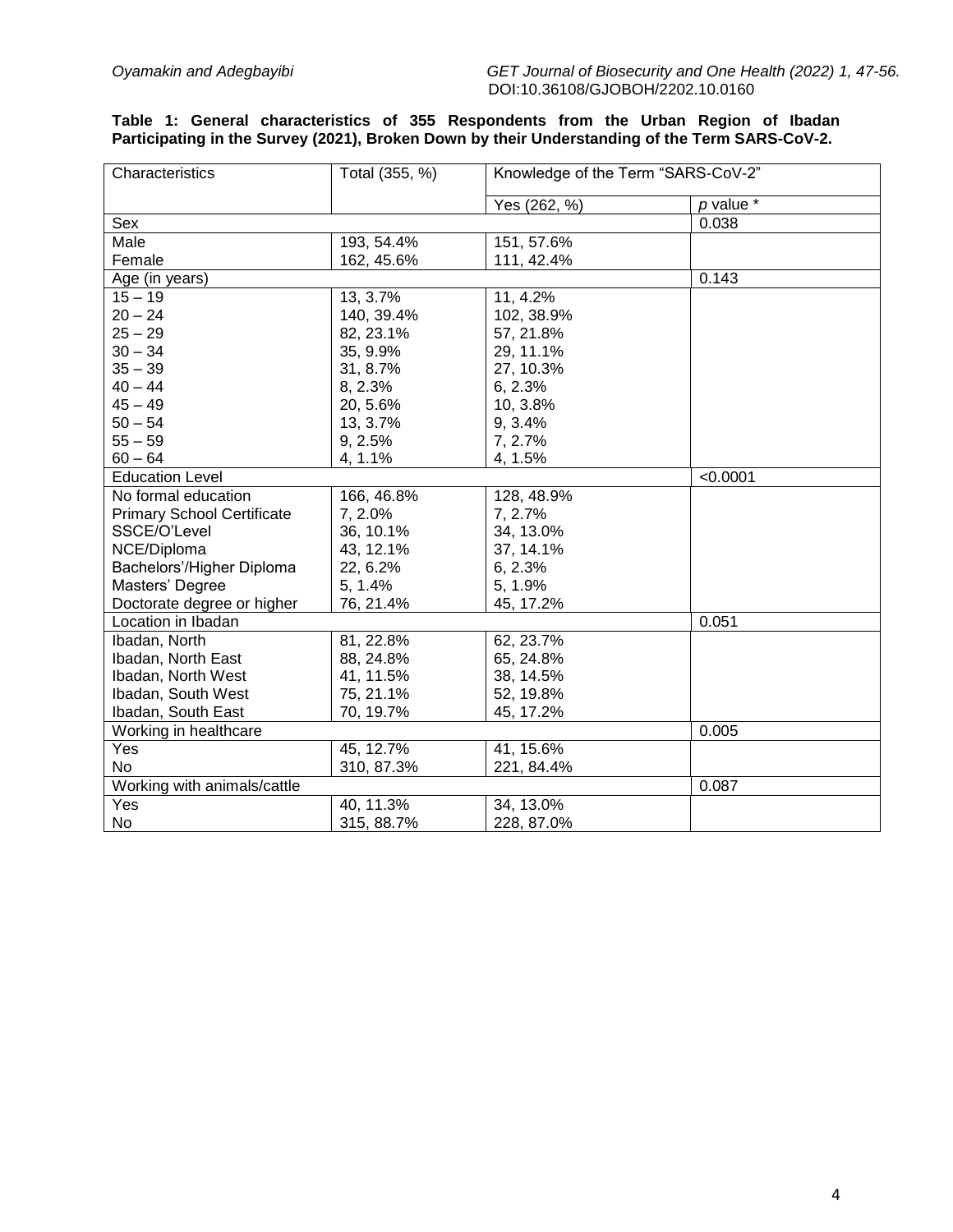**Table 1: General characteristics of 355 Respondents from the Urban Region of Ibadan Participating in the Survey (2021), Broken Down by their Understanding of the Term SARS-CoV-2.**

| Characteristics | Total (355, %) | Knowledge of the Term "SARS-CoV-2" | |
|---|---|---|---|
| | | Yes (262, %) | *p* value * |
| Sex | | | 0.038 |
| Male | 193, 54.4% | 151, 57.6% | |
| Female | 162, 45.6% | 111, 42.4% | |
| Age (in years) | | | 0.143 |
| 15 – 19 | 13, 3.7% | 11, 4.2% | |
| 20 – 24 | 140, 39.4% | 102, 38.9% | |
| 25 – 29 | 82, 23.1% | 57, 21.8% | |
| 30 – 34 | 35, 9.9% | 29, 11.1% | |
| 35 – 39 | 31, 8.7% | 27, 10.3% | |
| 40 – 44 | 8, 2.3% | 6, 2.3% | |
| 45 – 49 | 20, 5.6% | 10, 3.8% | |
| 50 – 54 | 13, 3.7% | 9, 3.4% | |
| 55 – 59 | 9, 2.5% | 7, 2.7% | |
| 60 – 64 | 4, 1.1% | 4, 1.5% | |
| Education Level | | | <0.0001 |
| No formal education | 166, 46.8% | 128, 48.9% | |
| Primary School Certificate | 7, 2.0% | 7, 2.7% | |
| SSCE/O'Level | 36, 10.1% | 34, 13.0% | |
| NCE/Diploma | 43, 12.1% | 37, 14.1% | |
| Bachelors'/Higher Diploma | 22, 6.2% | 6, 2.3% | |
| Masters' Degree | 5, 1.4% | 5, 1.9% | |
| Doctorate degree or higher | 76, 21.4% | 45, 17.2% | |
| Location in Ibadan | | | 0.051 |
| Ibadan, North | 81, 22.8% | 62, 23.7% | |
| Ibadan, North East | 88, 24.8% | 65, 24.8% | |
| Ibadan, North West | 41, 11.5% | 38, 14.5% | |
| Ibadan, South West | 75, 21.1% | 52, 19.8% | |
| Ibadan, South East | 70, 19.7% | 45, 17.2% | |
| Working in healthcare | | | 0.005 |
| Yes | 45, 12.7% | 41, 15.6% | |
| No | 310, 87.3% | 221, 84.4% | |
| Working with animals/cattle | | | 0.087 |
| Yes | 40, 11.3% | 34, 13.0% | |
| No | 315, 88.7% | 228, 87.0% | |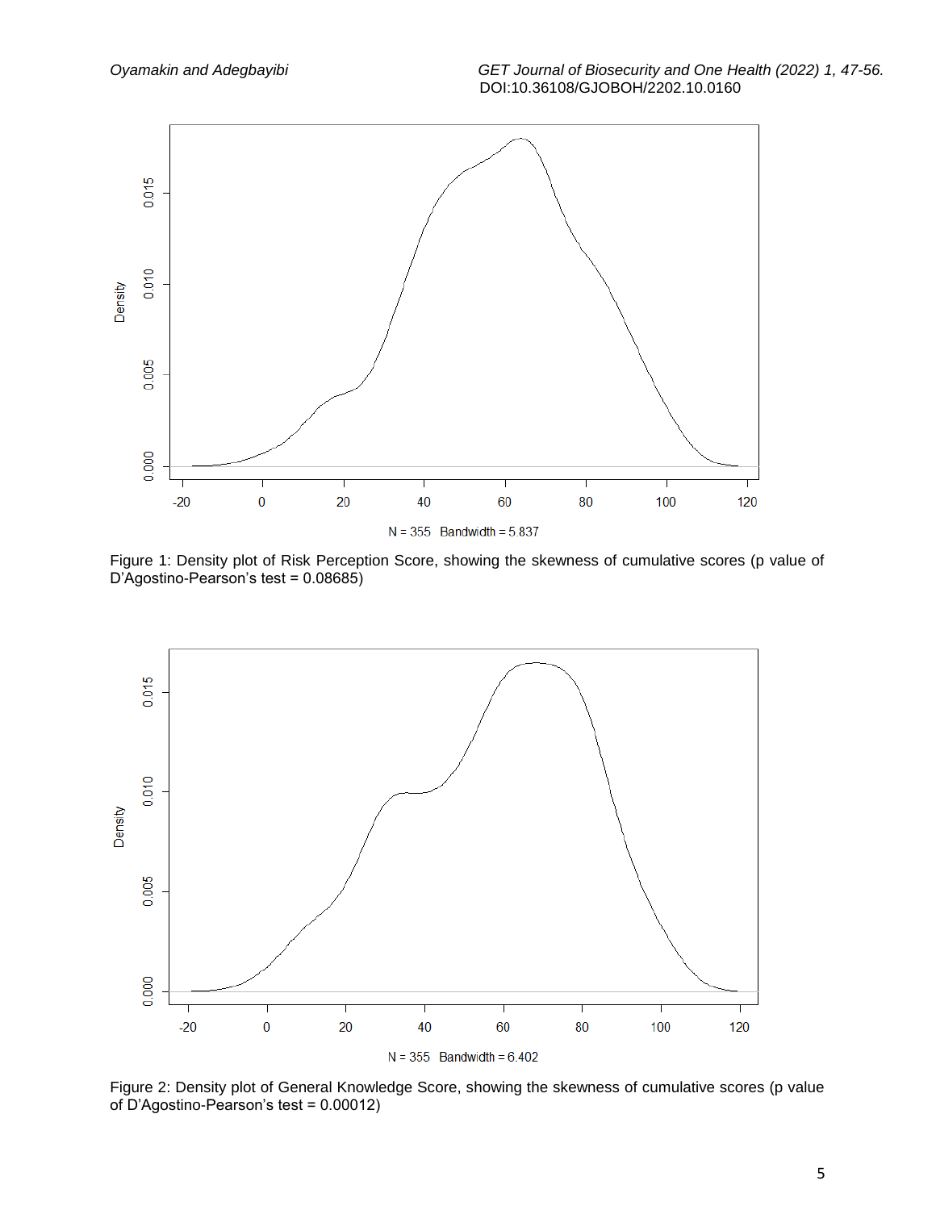Figure 1: Density plot of Risk Perception Score, showing the skewness of cumulative scores (p value of D'Agostino-Pearson's test = 0.08685)

Figure 2: Density plot of General Knowledge Score, showing the skewness of cumulative scores (p value of D'Agostino-Pearson's test = 0.00012)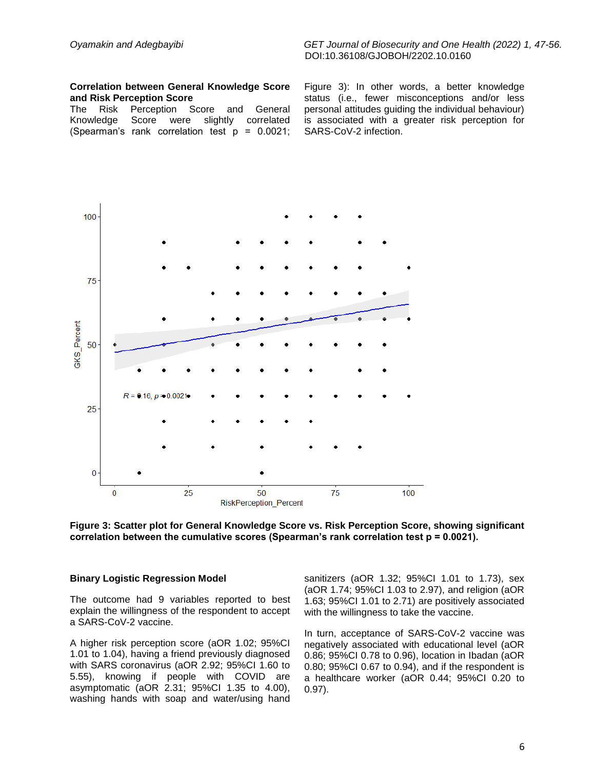### Correlation between General Knowledge Score and Risk Perception Score

The Risk Perception Score and General Knowledge Score were slightly correlated (Spearman's rank correlation test p = 0.0021; Figure 3): In other words, a better knowledge status (i.e., fewer misconceptions and/or less personal attitudes guiding the individual behaviour) is associated with a greater risk perception for SARS-CoV-2 infection.

**Figure 3: Scatter plot for General Knowledge Score vs. Risk Perception Score, showing significant correlation between the cumulative scores (Spearman's rank correlation test p = 0.0021).**

### Binary Logistic Regression Model

The outcome had 9 variables reported to best explain the willingness of the respondent to accept a SARS-CoV-2 vaccine.

A higher risk perception score (aOR 1.02; 95%CI 1.01 to 1.04), having a friend previously diagnosed with SARS coronavirus (aOR 2.92; 95%CI 1.60 to 5.55), knowing if people with COVID are asymptomatic (aOR 2.31; 95%CI 1.35 to 4.00), washing hands with soap and water/using hand sanitizers (aOR 1.32; 95%CI 1.01 to 1.73), sex (aOR 1.74; 95%CI 1.03 to 2.97), and religion (aOR 1.63; 95%CI 1.01 to 2.71) are positively associated with the willingness to take the vaccine.

In turn, acceptance of SARS-CoV-2 vaccine was negatively associated with educational level (aOR 0.86; 95%CI 0.78 to 0.96), location in Ibadan (aOR 0.80; 95%CI 0.67 to 0.94), and if the respondent is a healthcare worker (aOR 0.44; 95%CI 0.20 to 0.97).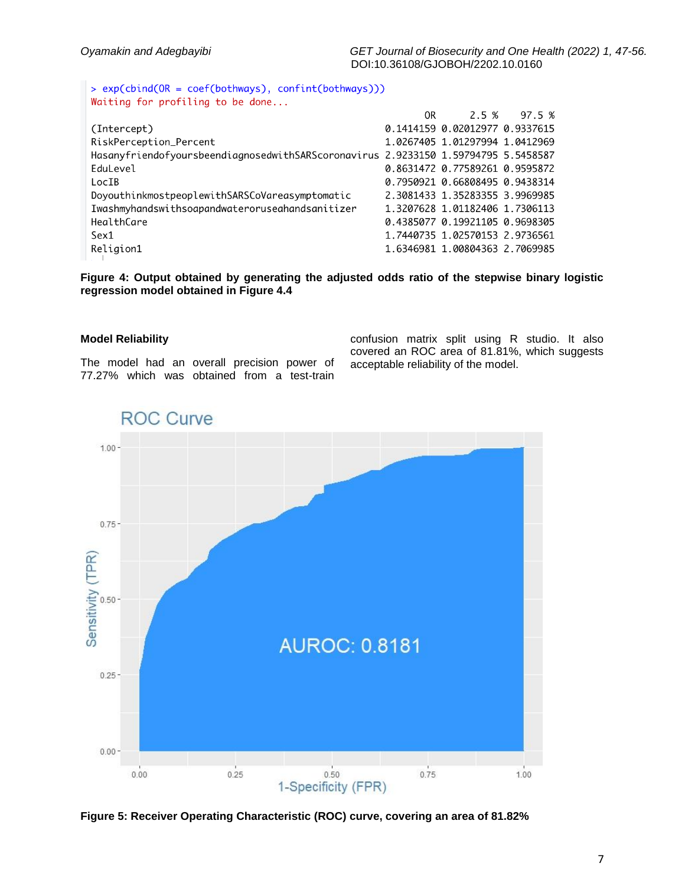```
> exp(cbind(OR = coef(bothways), confint(bothways)))
Waiting for profiling to be done...
                                                          OR       2.5 %    97.5 %
(Intercept)                                        0.1414159 0.02012977 0.9337615
RiskPerception_Percent                             1.0267405 1.01297994 1.0412969
HasanyfriendofyoursbeendiagnosedwithSARScoronavirus 2.9233150 1.59794795 5.5458587
EduLevel                                           0.8631472 0.77589261 0.9595872
LocIB                                              0.7950921 0.66808495 0.9438314
DoyouthinkmostpeoplewithSARSCoVareasymptomatic     2.3081433 1.35283355 3.9969985
Iwashmyhandswithsoapandwateroruseahandsanitizer    1.3207628 1.01182406 1.7306113
HealthCare                                         0.4385077 0.19921105 0.9698305
Sex1                                               1.7440735 1.02570153 2.9736561
Religion1                                          1.6346981 1.00804363 2.7069985
```

**Figure 4: Output obtained by generating the adjusted odds ratio of the stepwise binary logistic regression model obtained in Figure 4.4**

**Model Reliability**

The model had an overall precision power of 77.27% which was obtained from a test-train confusion matrix split using R studio. It also covered an ROC area of 81.81%, which suggests acceptable reliability of the model.

**Figure 5: Receiver Operating Characteristic (ROC) curve, covering an area of 81.82%**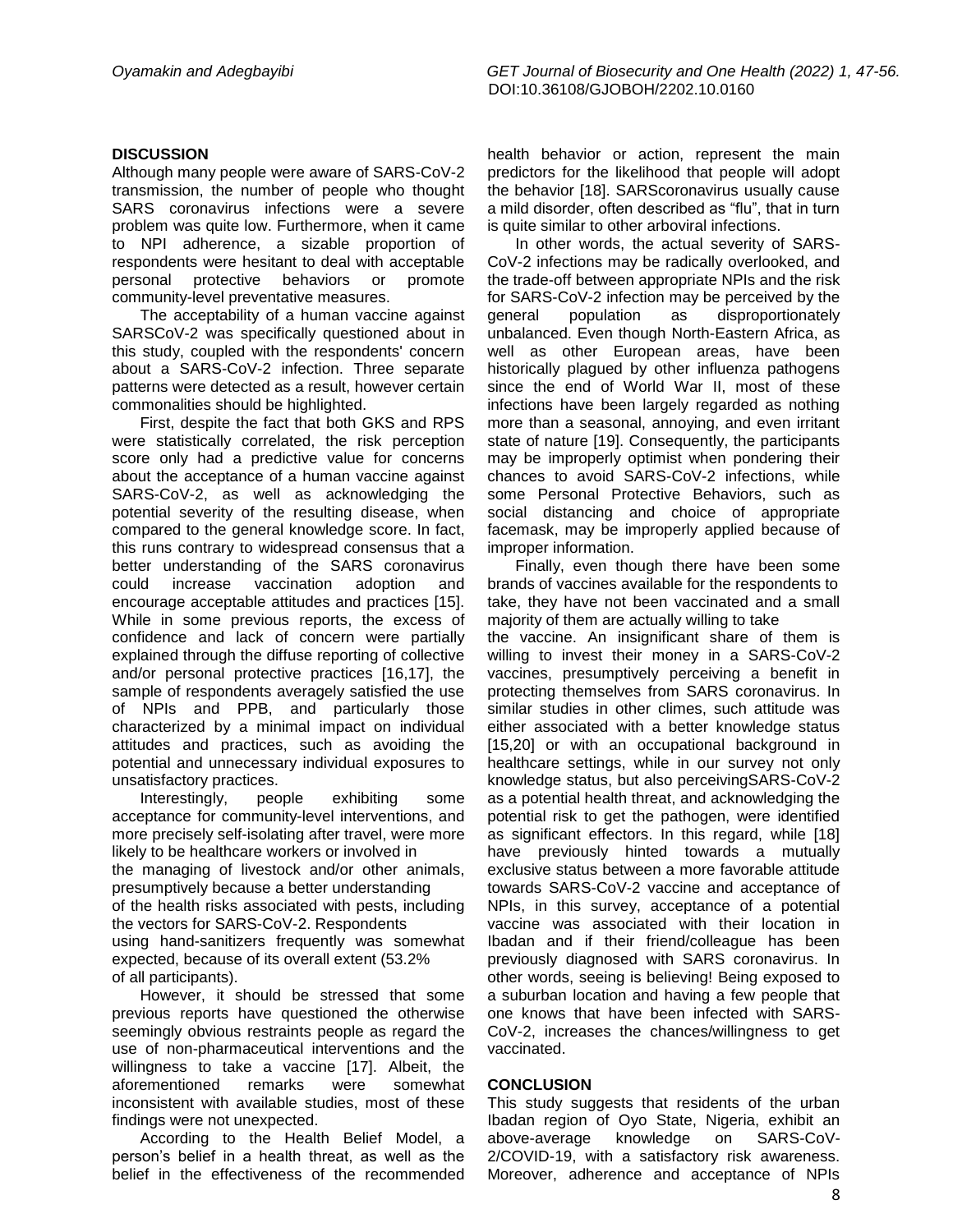## DISCUSSION

Although many people were aware of SARS-CoV-2 transmission, the number of people who thought SARS coronavirus infections were a severe problem was quite low. Furthermore, when it came to NPI adherence, a sizable proportion of respondents were hesitant to deal with acceptable personal protective behaviors or promote community-level preventative measures.

The acceptability of a human vaccine against SARSCoV-2 was specifically questioned about in this study, coupled with the respondents' concern about a SARS-CoV-2 infection. Three separate patterns were detected as a result, however certain commonalities should be highlighted.

First, despite the fact that both GKS and RPS were statistically correlated, the risk perception score only had a predictive value for concerns about the acceptance of a human vaccine against SARS-CoV-2, as well as acknowledging the potential severity of the resulting disease, when compared to the general knowledge score. In fact, this runs contrary to widespread consensus that a better understanding of the SARS coronavirus could increase vaccination adoption and encourage acceptable attitudes and practices [15]. While in some previous reports, the excess of confidence and lack of concern were partially explained through the diffuse reporting of collective and/or personal protective practices [16,17], the sample of respondents averagely satisfied the use of NPIs and PPB, and particularly those characterized by a minimal impact on individual attitudes and practices, such as avoiding the potential and unnecessary individual exposures to unsatisfactory practices.

Interestingly, people exhibiting some acceptance for community-level interventions, and more precisely self-isolating after travel, were more likely to be healthcare workers or involved in the managing of livestock and/or other animals, presumptively because a better understanding of the health risks associated with pests, including the vectors for SARS-CoV-2. Respondents using hand-sanitizers frequently was somewhat expected, because of its overall extent (53.2% of all participants).

However, it should be stressed that some previous reports have questioned the otherwise seemingly obvious restraints people as regard the use of non-pharmaceutical interventions and the willingness to take a vaccine [17]. Albeit, the aforementioned remarks were somewhat inconsistent with available studies, most of these findings were not unexpected.

According to the Health Belief Model, a person's belief in a health threat, as well as the belief in the effectiveness of the recommended health behavior or action, represent the main predictors for the likelihood that people will adopt the behavior [18]. SARScoronavirus usually cause a mild disorder, often described as "flu", that in turn is quite similar to other arboviral infections.

In other words, the actual severity of SARS-CoV-2 infections may be radically overlooked, and the trade-off between appropriate NPIs and the risk for SARS-CoV-2 infection may be perceived by the general population as disproportionately unbalanced. Even though North-Eastern Africa, as well as other European areas, have been historically plagued by other influenza pathogens since the end of World War II, most of these infections have been largely regarded as nothing more than a seasonal, annoying, and even irritant state of nature [19]. Consequently, the participants may be improperly optimist when pondering their chances to avoid SARS-CoV-2 infections, while some Personal Protective Behaviors, such as social distancing and choice of appropriate facemask, may be improperly applied because of improper information.

Finally, even though there have been some brands of vaccines available for the respondents to take, they have not been vaccinated and a small majority of them are actually willing to take the vaccine. An insignificant share of them is willing to invest their money in a SARS-CoV-2 vaccines, presumptively perceiving a benefit in protecting themselves from SARS coronavirus. In similar studies in other climes, such attitude was either associated with a better knowledge status [15,20] or with an occupational background in healthcare settings, while in our survey not only knowledge status, but also perceivingSARS-CoV-2 as a potential health threat, and acknowledging the potential risk to get the pathogen, were identified as significant effectors. In this regard, while [18] have previously hinted towards a mutually exclusive status between a more favorable attitude towards SARS-CoV-2 vaccine and acceptance of NPIs, in this survey, acceptance of a potential vaccine was associated with their location in Ibadan and if their friend/colleague has been previously diagnosed with SARS coronavirus. In other words, seeing is believing! Being exposed to a suburban location and having a few people that one knows that have been infected with SARS-CoV-2, increases the chances/willingness to get vaccinated.

## CONCLUSION

This study suggests that residents of the urban Ibadan region of Oyo State, Nigeria, exhibit an above-average knowledge on SARS-CoV-2/COVID-19, with a satisfactory risk awareness. Moreover, adherence and acceptance of NPIs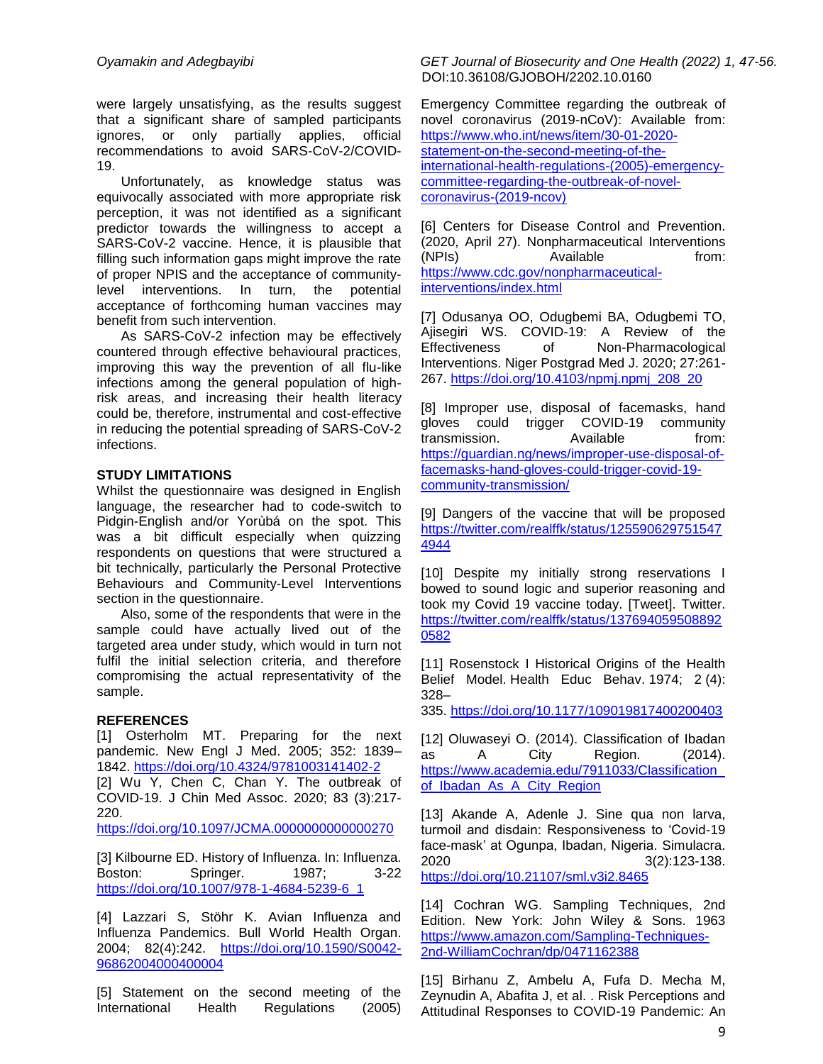were largely unsatisfying, as the results suggest that a significant share of sampled participants ignores, or only partially applies, official recommendations to avoid SARS-CoV-2/COVID-19.

Unfortunately, as knowledge status was equivocally associated with more appropriate risk perception, it was not identified as a significant predictor towards the willingness to accept a SARS-CoV-2 vaccine. Hence, it is plausible that filling such information gaps might improve the rate of proper NPIS and the acceptance of community-level interventions. In turn, the potential acceptance of forthcoming human vaccines may benefit from such intervention.

As SARS-CoV-2 infection may be effectively countered through effective behavioural practices, improving this way the prevention of all flu-like infections among the general population of high-risk areas, and increasing their health literacy could be, therefore, instrumental and cost-effective in reducing the potential spreading of SARS-CoV-2 infections.

**STUDY LIMITATIONS**

Whilst the questionnaire was designed in English language, the researcher had to code-switch to Pidgin-English and/or Yorùbá on the spot. This was a bit difficult especially when quizzing respondents on questions that were structured a bit technically, particularly the Personal Protective Behaviours and Community-Level Interventions section in the questionnaire.

Also, some of the respondents that were in the sample could have actually lived out of the targeted area under study, which would in turn not fulfil the initial selection criteria, and therefore compromising the actual representativity of the sample.

**REFERENCES**

[1] Osterholm MT. Preparing for the next pandemic. New Engl J Med. 2005; 352: 1839–1842. https://doi.org/10.4324/9781003141402-2

[2] Wu Y, Chen C, Chan Y. The outbreak of COVID-19. J Chin Med Assoc. 2020; 83 (3):217-220. https://doi.org/10.1097/JCMA.0000000000000270

[3] Kilbourne ED. History of Influenza. In: Influenza. Boston: Springer. 1987; 3-22 https://doi.org/10.1007/978-1-4684-5239-6_1

[4] Lazzari S, Stöhr K. Avian Influenza and Influenza Pandemics. Bull World Health Organ. 2004; 82(4):242. https://doi.org/10.1590/S0042-96862004000400004

[5] Statement on the second meeting of the International Health Regulations (2005) Emergency Committee regarding the outbreak of novel coronavirus (2019-nCoV): Available from: https://www.who.int/news/item/30-01-2020-statement-on-the-second-meeting-of-the-international-health-regulations-(2005)-emergency-committee-regarding-the-outbreak-of-novel-coronavirus-(2019-ncov)

[6] Centers for Disease Control and Prevention. (2020, April 27). Nonpharmaceutical Interventions (NPIs) Available from: https://www.cdc.gov/nonpharmaceutical-interventions/index.html

[7] Odusanya OO, Odugbemi BA, Odugbemi TO, Ajisegiri WS. COVID-19: A Review of the Effectiveness of Non-Pharmacological Interventions. Niger Postgrad Med J. 2020; 27:261-267. https://doi.org/10.4103/npmj.npmj_208_20

[8] Improper use, disposal of facemasks, hand gloves could trigger COVID-19 community transmission. Available from: https://guardian.ng/news/improper-use-disposal-of-facemasks-hand-gloves-could-trigger-covid-19-community-transmission/

[9] Dangers of the vaccine that will be proposed https://twitter.com/realffk/status/1255906297515474944

[10] Despite my initially strong reservations I bowed to sound logic and superior reasoning and took my Covid 19 vaccine today. [Tweet]. Twitter. https://twitter.com/realffk/status/1376940595088920582

[11] Rosenstock I Historical Origins of the Health Belief Model. Health Educ Behav. 1974; 2 (4): 328–335. https://doi.org/10.1177/109019817400200403

[12] Oluwaseyi O. (2014). Classification of Ibadan as A City Region. (2014). https://www.academia.edu/7911033/Classification_of_Ibadan_As_A_City_Region

[13] Akande A, Adenle J. Sine qua non larva, turmoil and disdain: Responsiveness to 'Covid-19 face-mask' at Ogunpa, Ibadan, Nigeria. Simulacra. 2020 3(2):123-138. https://doi.org/10.21107/sml.v3i2.8465

[14] Cochran WG. Sampling Techniques, 2nd Edition. New York: John Wiley & Sons. 1963 https://www.amazon.com/Sampling-Techniques-2nd-WilliamCochran/dp/0471162388

[15] Birhanu Z, Ambelu A, Fufa D. Mecha M, Zeynudin A, Abafita J, et al. . Risk Perceptions and Attitudinal Responses to COVID-19 Pandemic: An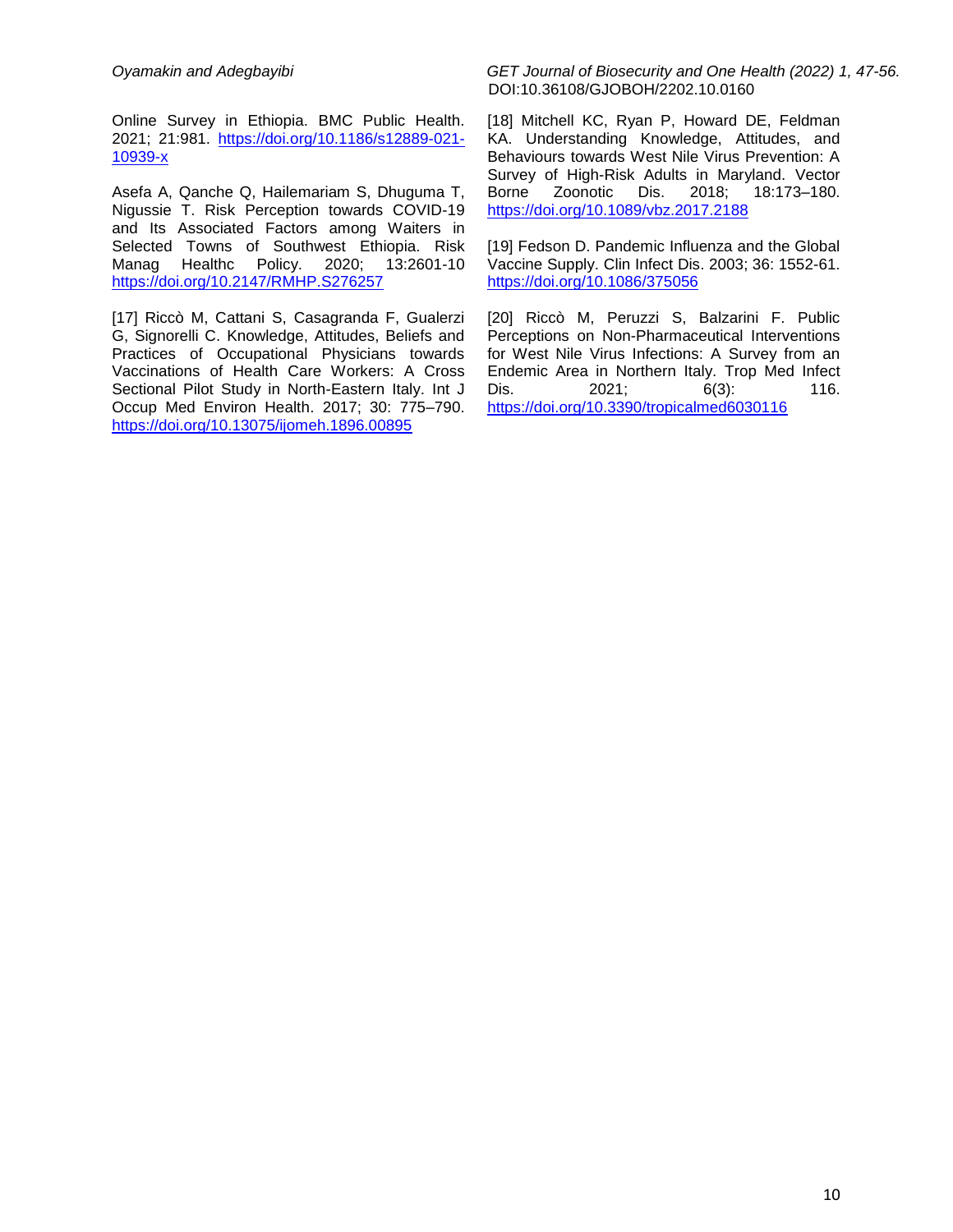Online Survey in Ethiopia. BMC Public Health. 2021; 21:981. https://doi.org/10.1186/s12889-021-10939-x

Asefa A, Qanche Q, Hailemariam S, Dhuguma T, Nigussie T. Risk Perception towards COVID-19 and Its Associated Factors among Waiters in Selected Towns of Southwest Ethiopia. Risk Manag Healthc Policy. 2020; 13:2601-10 https://doi.org/10.2147/RMHP.S276257

[17] Riccò M, Cattani S, Casagranda F, Gualerzi G, Signorelli C. Knowledge, Attitudes, Beliefs and Practices of Occupational Physicians towards Vaccinations of Health Care Workers: A Cross Sectional Pilot Study in North-Eastern Italy. Int J Occup Med Environ Health. 2017; 30: 775–790. https://doi.org/10.13075/ijomeh.1896.00895

[18] Mitchell KC, Ryan P, Howard DE, Feldman KA. Understanding Knowledge, Attitudes, and Behaviours towards West Nile Virus Prevention: A Survey of High-Risk Adults in Maryland. Vector Borne Zoonotic Dis. 2018; 18:173–180. https://doi.org/10.1089/vbz.2017.2188

[19] Fedson D. Pandemic Influenza and the Global Vaccine Supply. Clin Infect Dis. 2003; 36: 1552-61. https://doi.org/10.1086/375056

[20] Riccò M, Peruzzi S, Balzarini F. Public Perceptions on Non-Pharmaceutical Interventions for West Nile Virus Infections: A Survey from an Endemic Area in Northern Italy. Trop Med Infect Dis. 2021; 6(3): 116. https://doi.org/10.3390/tropicalmed6030116